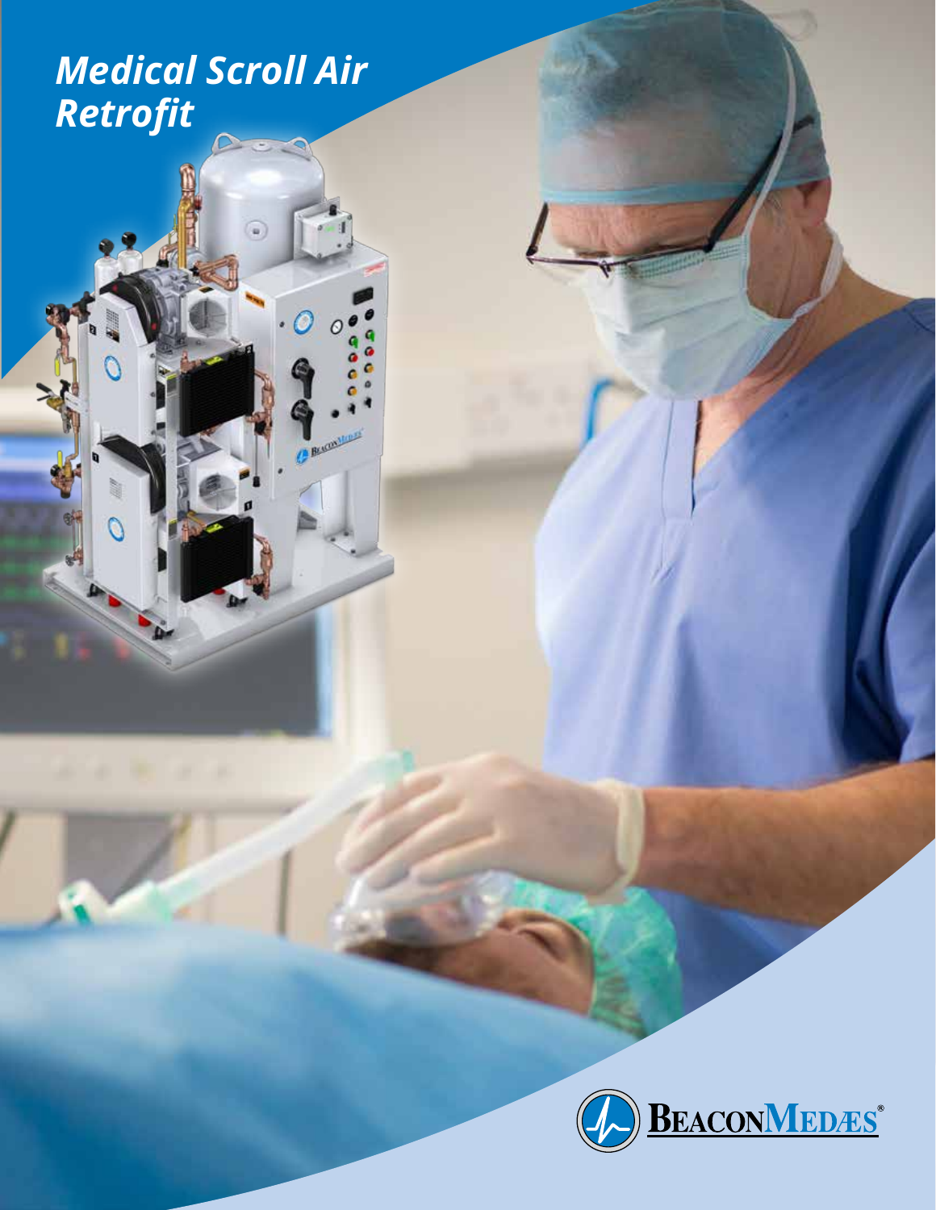# *Medical Scroll Air Retrofit*

BeaconMedæs®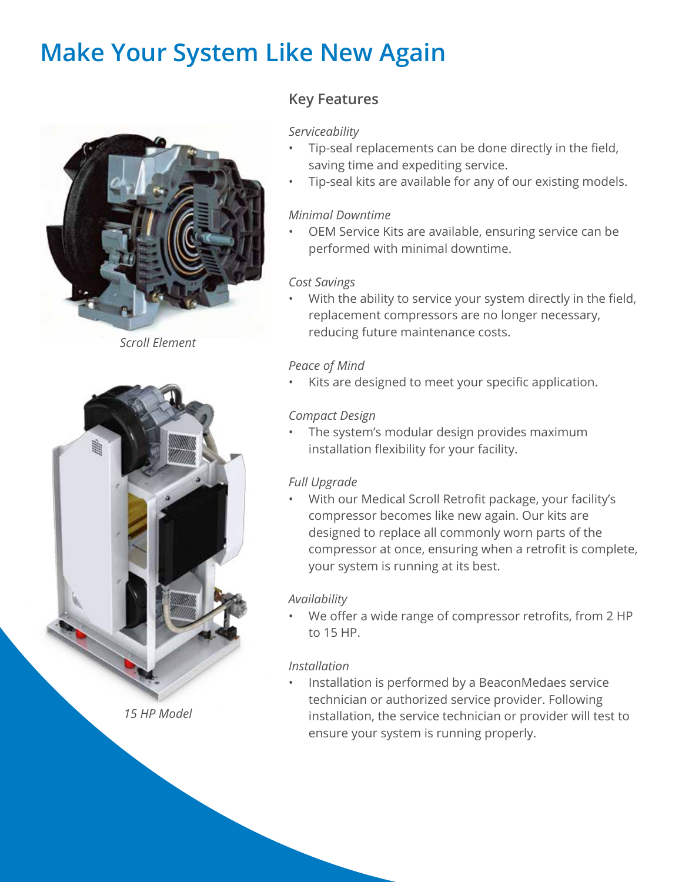# Make Your System Like New Again

Scroll Element

15 HP Model

## Key Features

*Serviceability*

- Tip-seal replacements can be done directly in the field, saving time and expediting service.
- Tip-seal kits are available for any of our existing models.

*Minimal Downtime*

- OEM Service Kits are available, ensuring service can be performed with minimal downtime.

*Cost Savings*

- With the ability to service your system directly in the field, replacement compressors are no longer necessary, reducing future maintenance costs.

*Peace of Mind*

- Kits are designed to meet your specific application.

*Compact Design*

- The system's modular design provides maximum installation flexibility for your facility.

*Full Upgrade*

- With our Medical Scroll Retrofit package, your facility's compressor becomes like new again. Our kits are designed to replace all commonly worn parts of the compressor at once, ensuring when a retrofit is complete, your system is running at its best.

*Availability*

- We offer a wide range of compressor retrofits, from 2 HP to 15 HP.

*Installation*

- Installation is performed by a BeaconMedaes service technician or authorized service provider. Following installation, the service technician or provider will test to ensure your system is running properly.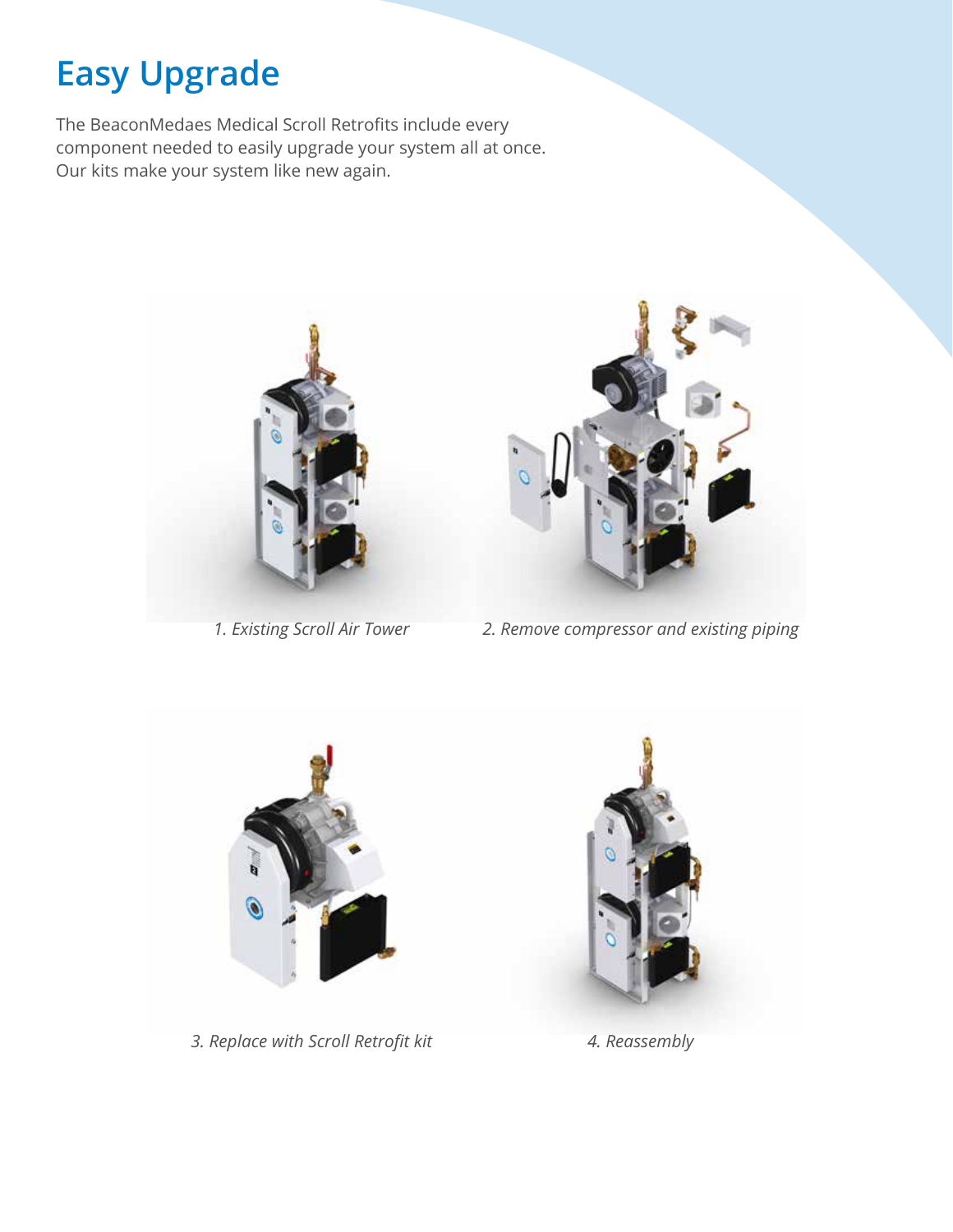# Easy Upgrade

The BeaconMedaes Medical Scroll Retrofits include every component needed to easily upgrade your system all at once. Our kits make your system like new again.

*1. Existing Scroll Air Tower*

*2. Remove compressor and existing piping*

*3. Replace with Scroll Retrofit kit*

*4. Reassembly*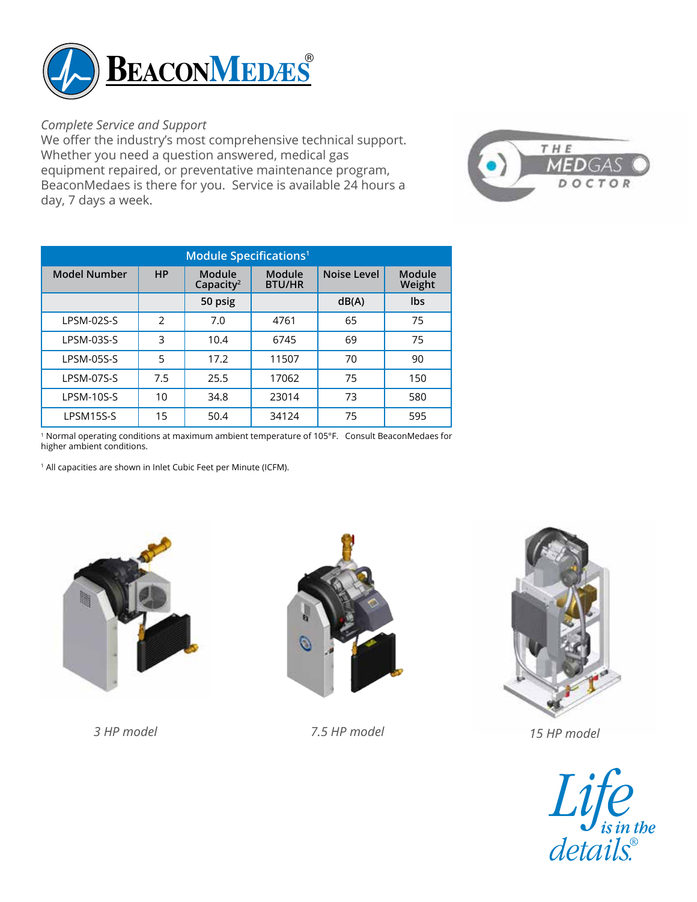*Complete Service and Support*

We offer the industry's most comprehensive technical support. Whether you need a question answered, medical gas equipment repaired, or preventative maintenance program, BeaconMedaes is there for you. Service is available 24 hours a day, 7 days a week.

| Module Specifications[1] | | | | | |
|---|---|---|---|---|---|
| Model Number | HP | Module Capacity[2] | Module BTU/HR | Noise Level | Module Weight |
| | | 50 psig | | dB(A) | lbs |
| LPSM-02S-S | 2 | 7.0 | 4761 | 65 | 75 |
| LPSM-03S-S | 3 | 10.4 | 6745 | 69 | 75 |
| LPSM-05S-S | 5 | 17.2 | 11507 | 70 | 90 |
| LPSM-07S-S | 7.5 | 25.5 | 17062 | 75 | 150 |
| LPSM-10S-S | 10 | 34.8 | 23014 | 73 | 580 |
| LPSM15S-S | 15 | 50.4 | 34124 | 75 | 595 |

[1] Normal operating conditions at maximum ambient temperature of 105°F. Consult BeaconMedaes for higher ambient conditions.

[1] All capacities are shown in Inlet Cubic Feet per Minute (ICFM).

*3 HP model*

*7.5 HP model*

*15 HP model*

*Life is in the details®*